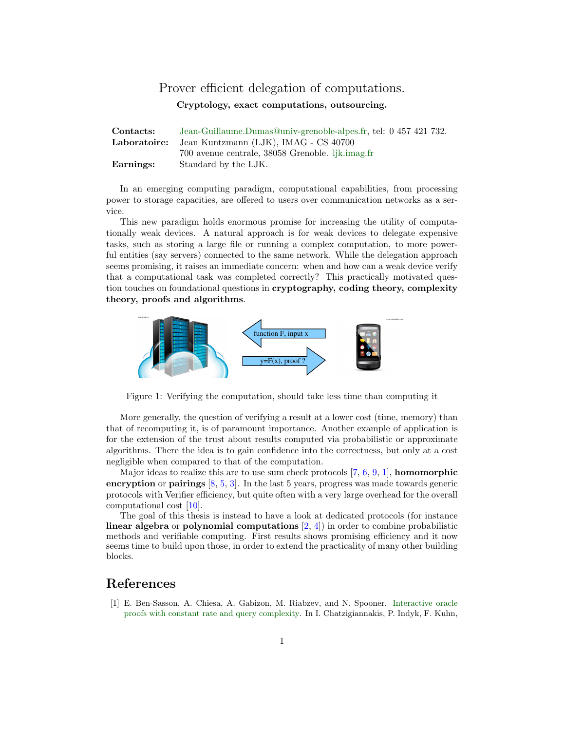# Prover efficient delegation of computations.

**Cryptology, exact computations, outsourcing.**

| | |
|---|---|
| **Contacts:** | Jean-Guillaume.Dumas@univ-grenoble-alpes.fr, tel: 0 457 421 732. |
| **Laboratoire:** | Jean Kuntzmann (LJK), IMAG - CS 40700 |
| | 700 avenue centrale, 38058 Grenoble. ljk.imag.fr |
| **Earnings:** | Standard by the LJK. |

In an emerging computing paradigm, computational capabilities, from processing power to storage capacities, are offered to users over communication networks as a service.

This new paradigm holds enormous promise for increasing the utility of computationally weak devices. A natural approach is for weak devices to delegate expensive tasks, such as storing a large file or running a complex computation, to more powerful entities (say servers) connected to the same network. While the delegation approach seems promising, it raises an immediate concern: when and how can a weak device verify that a computational task was completed correctly? This practically motivated question touches on foundational questions in **cryptography, coding theory, complexity theory, proofs and algorithms**.

function F, input x

y=F(x), proof ?

Figure 1: Verifying the computation, should take less time than computing it

More generally, the question of verifying a result at a lower cost (time, memory) than that of recomputing it, is of paramount importance. Another example of application is for the extension of the trust about results computed via probabilistic or approximate algorithms. There the idea is to gain confidence into the correctness, but only at a cost negligible when compared to that of the computation.

Major ideas to realize this are to use sum check protocols [7, 6, 9, 1], **homomorphic encryption** or **pairings** [8, 5, 3]. In the last 5 years, progress was made towards generic protocols with Verifier efficiency, but quite often with a very large overhead for the overall computational cost [10].

The goal of this thesis is instead to have a look at dedicated protocols (for instance **linear algebra** or **polynomial computations** [2, 4]) in order to combine probabilistic methods and verifiable computing. First results shows promising efficiency and it now seems time to build upon those, in order to extend the practicality of many other building blocks.

## References

[1] E. Ben-Sasson, A. Chiesa, A. Gabizon, M. Riabzev, and N. Spooner. Interactive oracle proofs with constant rate and query complexity. In I. Chatzigiannakis, P. Indyk, F. Kuhn,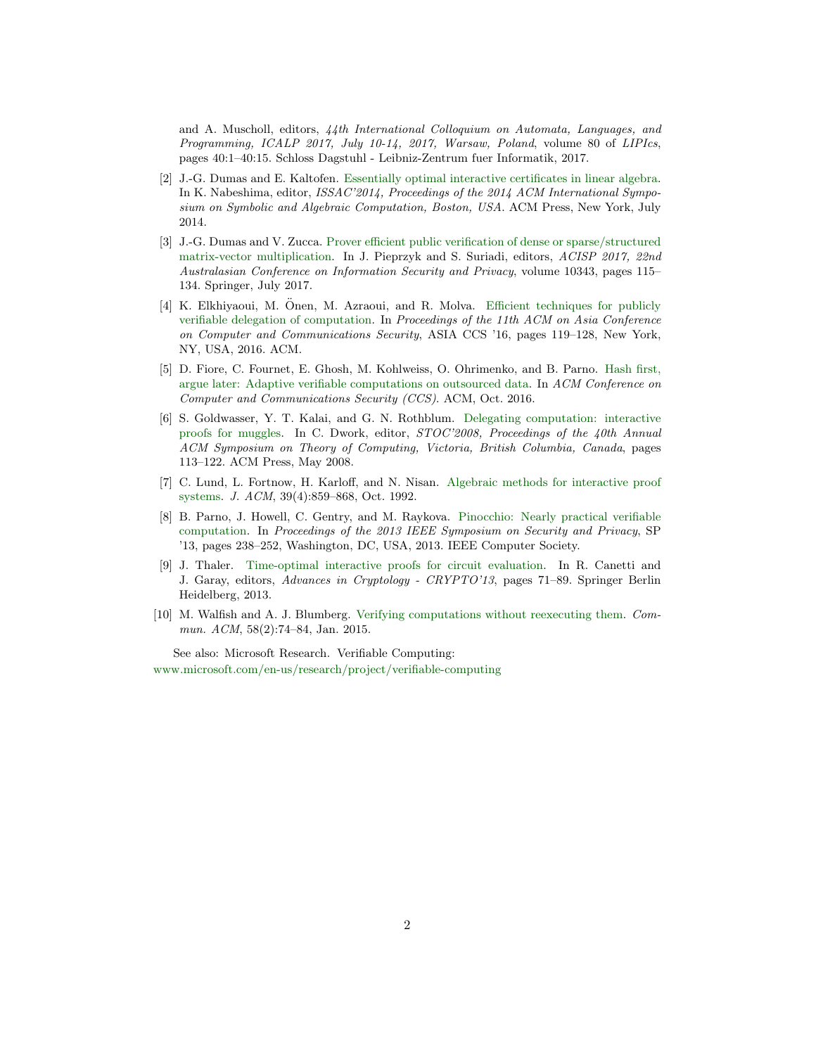and A. Muscholl, editors, *44th International Colloquium on Automata, Languages, and Programming, ICALP 2017, July 10-14, 2017, Warsaw, Poland*, volume 80 of *LIPIcs*, pages 40:1–40:15. Schloss Dagstuhl - Leibniz-Zentrum fuer Informatik, 2017.

[2] J.-G. Dumas and E. Kaltofen. Essentially optimal interactive certificates in linear algebra. In K. Nabeshima, editor, *ISSAC'2014, Proceedings of the 2014 ACM International Symposium on Symbolic and Algebraic Computation, Boston, USA*. ACM Press, New York, July 2014.

[3] J.-G. Dumas and V. Zucca. Prover efficient public verification of dense or sparse/structured matrix-vector multiplication. In J. Pieprzyk and S. Suriadi, editors, *ACISP 2017, 22nd Australasian Conference on Information Security and Privacy*, volume 10343, pages 115–134. Springer, July 2017.

[4] K. Elkhiyaoui, M. Önen, M. Azraoui, and R. Molva. Efficient techniques for publicly verifiable delegation of computation. In *Proceedings of the 11th ACM on Asia Conference on Computer and Communications Security*, ASIA CCS '16, pages 119–128, New York, NY, USA, 2016. ACM.

[5] D. Fiore, C. Fournet, E. Ghosh, M. Kohlweiss, O. Ohrimenko, and B. Parno. Hash first, argue later: Adaptive verifiable computations on outsourced data. In *ACM Conference on Computer and Communications Security (CCS)*. ACM, Oct. 2016.

[6] S. Goldwasser, Y. T. Kalai, and G. N. Rothblum. Delegating computation: interactive proofs for muggles. In C. Dwork, editor, *STOC'2008, Proceedings of the 40th Annual ACM Symposium on Theory of Computing, Victoria, British Columbia, Canada*, pages 113–122. ACM Press, May 2008.

[7] C. Lund, L. Fortnow, H. Karloff, and N. Nisan. Algebraic methods for interactive proof systems. *J. ACM*, 39(4):859–868, Oct. 1992.

[8] B. Parno, J. Howell, C. Gentry, and M. Raykova. Pinocchio: Nearly practical verifiable computation. In *Proceedings of the 2013 IEEE Symposium on Security and Privacy*, SP '13, pages 238–252, Washington, DC, USA, 2013. IEEE Computer Society.

[9] J. Thaler. Time-optimal interactive proofs for circuit evaluation. In R. Canetti and J. Garay, editors, *Advances in Cryptology - CRYPTO'13*, pages 71–89. Springer Berlin Heidelberg, 2013.

[10] M. Walfish and A. J. Blumberg. Verifying computations without reexecuting them. *Commun. ACM*, 58(2):74–84, Jan. 2015.

See also: Microsoft Research. Verifiable Computing:
www.microsoft.com/en-us/research/project/verifiable-computing